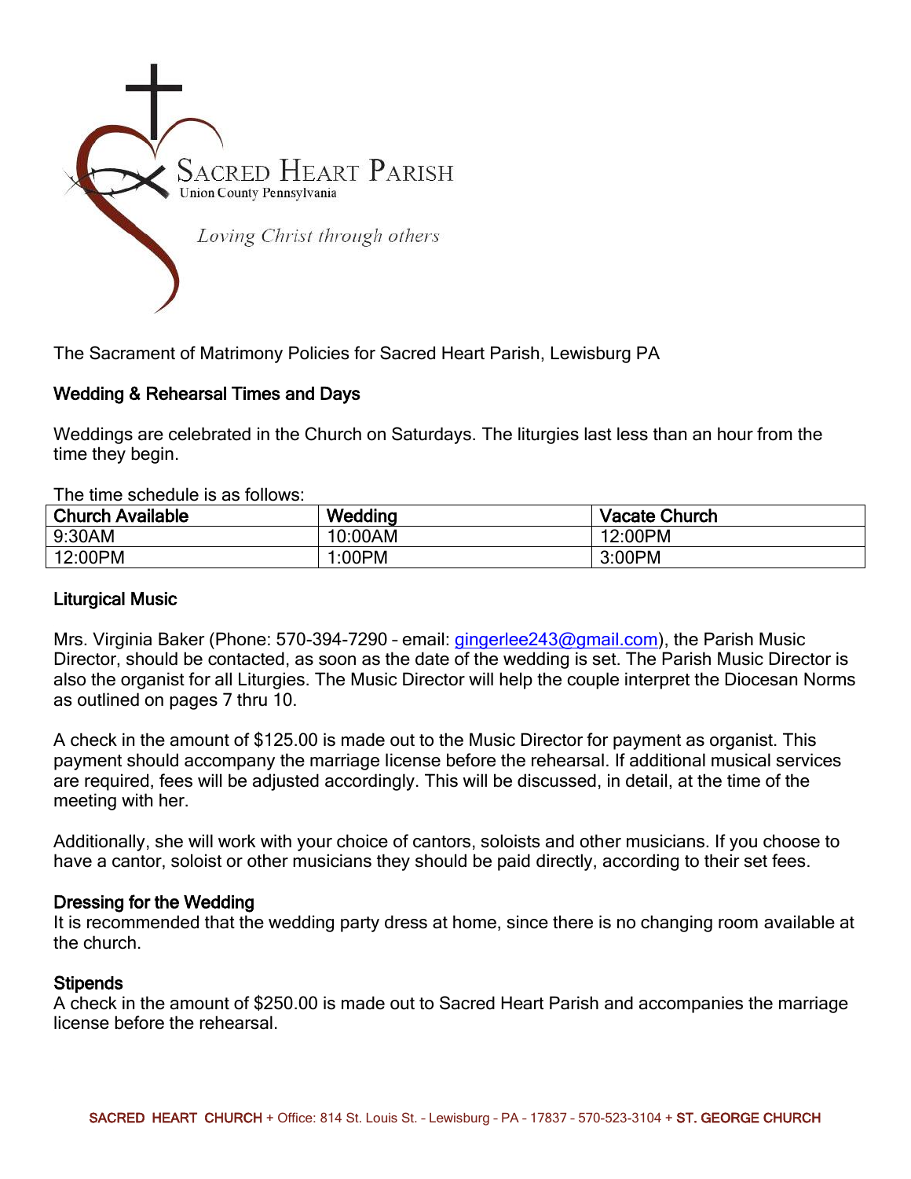# SACRED HEART PARISH

Union County Pennsylvania

*Loving Christ through others*

The Sacrament of Matrimony Policies for Sacred Heart Parish, Lewisburg PA

## Wedding & Rehearsal Times and Days

Weddings are celebrated in the Church on Saturdays. The liturgies last less than an hour from the time they begin.

The time schedule is as follows:

| Church Available | Wedding | Vacate Church |
| --- | --- | --- |
| 9:30AM | 10:00AM | 12:00PM |
| 12:00PM | 1:00PM | 3:00PM |

## Liturgical Music

Mrs. Virginia Baker (Phone: 570-394-7290 – email: gingerlee243@gmail.com), the Parish Music Director, should be contacted, as soon as the date of the wedding is set. The Parish Music Director is also the organist for all Liturgies. The Music Director will help the couple interpret the Diocesan Norms as outlined on pages 7 thru 10.

A check in the amount of $125.00 is made out to the Music Director for payment as organist. This payment should accompany the marriage license before the rehearsal. If additional musical services are required, fees will be adjusted accordingly. This will be discussed, in detail, at the time of the meeting with her.

Additionally, she will work with your choice of cantors, soloists and other musicians. If you choose to have a cantor, soloist or other musicians they should be paid directly, according to their set fees.

## Dressing for the Wedding

It is recommended that the wedding party dress at home, since there is no changing room available at the church.

## Stipends

A check in the amount of $250.00 is made out to Sacred Heart Parish and accompanies the marriage license before the rehearsal.

SACRED HEART CHURCH + Office: 814 St. Louis St. – Lewisburg – PA – 17837 – 570-523-3104 + ST. GEORGE CHURCH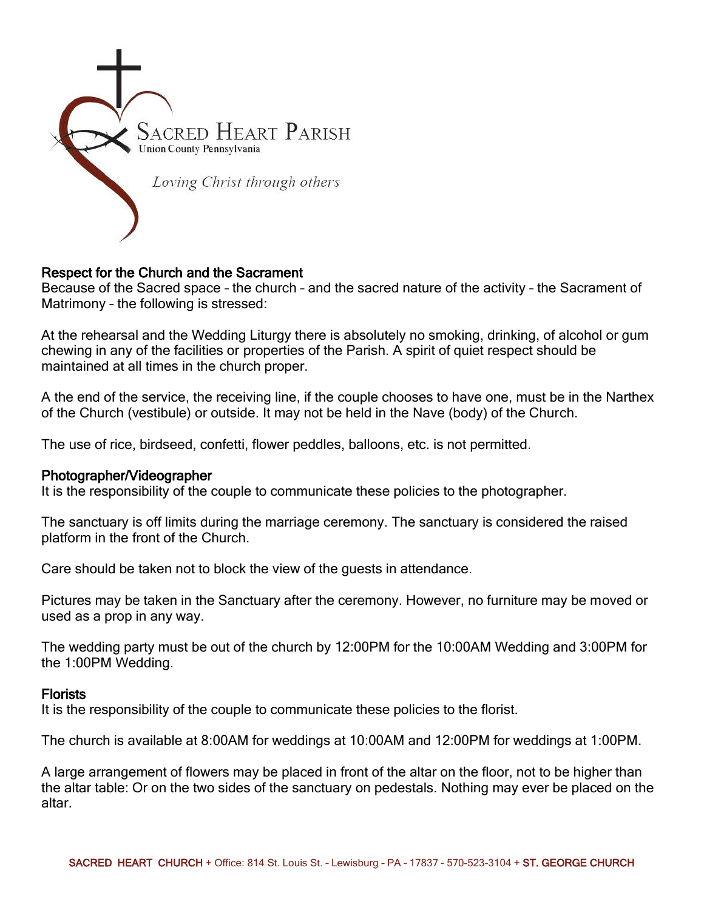Sacred Heart Parish

Union County Pennsylvania

*Loving Christ through others*

### Respect for the Church and the Sacrament

Because of the Sacred space – the church – and the sacred nature of the activity – the Sacrament of Matrimony – the following is stressed:

At the rehearsal and the Wedding Liturgy there is absolutely no smoking, drinking, of alcohol or gum chewing in any of the facilities or properties of the Parish. A spirit of quiet respect should be maintained at all times in the church proper.

A the end of the service, the receiving line, if the couple chooses to have one, must be in the Narthex of the Church (vestibule) or outside. It may not be held in the Nave (body) of the Church.

The use of rice, birdseed, confetti, flower peddles, balloons, etc. is not permitted.

### Photographer/Videographer

It is the responsibility of the couple to communicate these policies to the photographer.

The sanctuary is off limits during the marriage ceremony. The sanctuary is considered the raised platform in the front of the Church.

Care should be taken not to block the view of the guests in attendance.

Pictures may be taken in the Sanctuary after the ceremony. However, no furniture may be moved or used as a prop in any way.

The wedding party must be out of the church by 12:00PM for the 10:00AM Wedding and 3:00PM for the 1:00PM Wedding.

### Florists

It is the responsibility of the couple to communicate these policies to the florist.

The church is available at 8:00AM for weddings at 10:00AM and 12:00PM for weddings at 1:00PM.

A large arrangement of flowers may be placed in front of the altar on the floor, not to be higher than the altar table: Or on the two sides of the sanctuary on pedestals. Nothing may ever be placed on the altar.

SACRED HEART CHURCH + Office: 814 St. Louis St. – Lewisburg – PA – 17837 – 570-523-3104 + ST. GEORGE CHURCH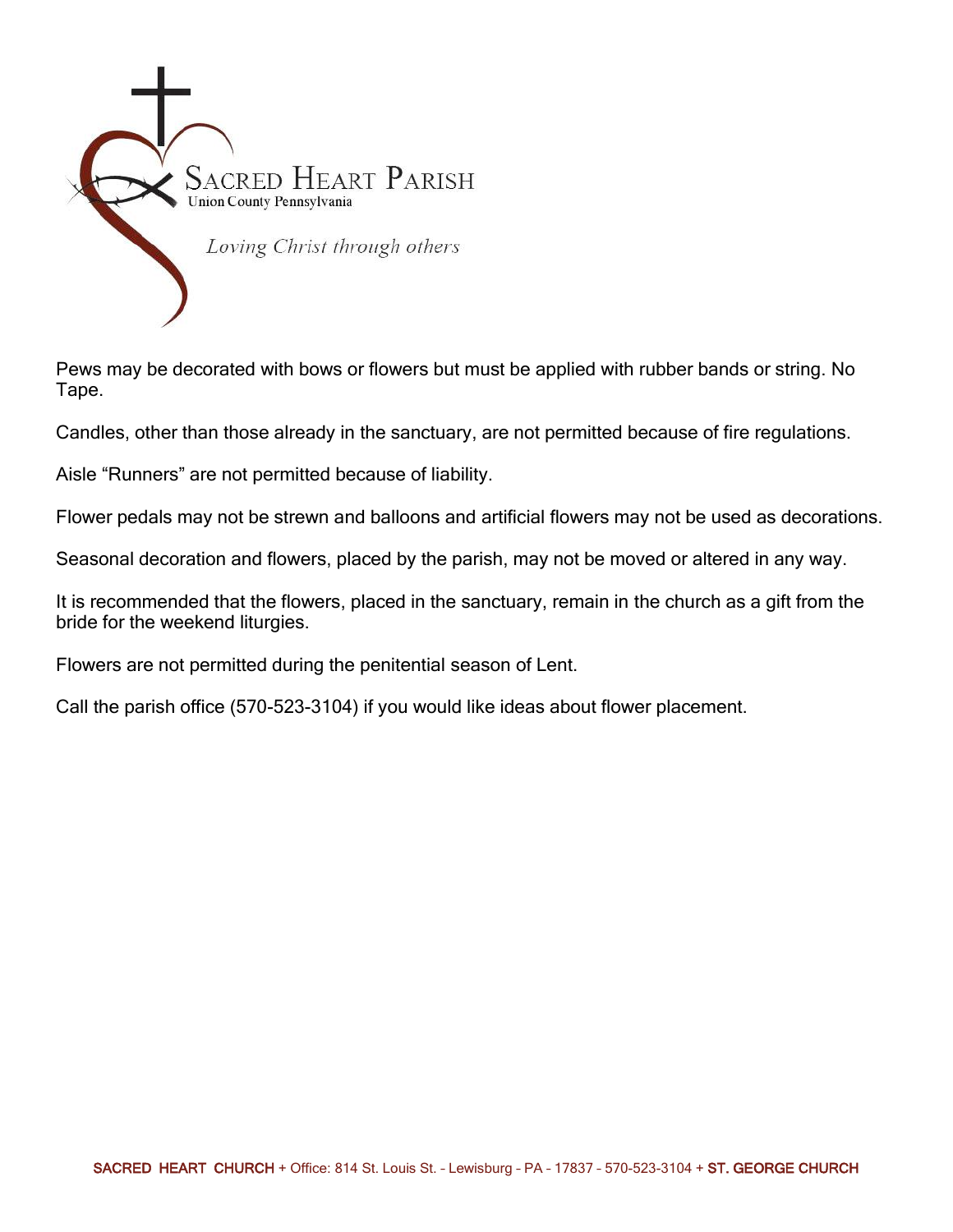SACRED HEART PARISH
Union County Pennsylvania

*Loving Christ through others*

Pews may be decorated with bows or flowers but must be applied with rubber bands or string. No Tape.

Candles, other than those already in the sanctuary, are not permitted because of fire regulations.

Aisle “Runners” are not permitted because of liability.

Flower pedals may not be strewn and balloons and artificial flowers may not be used as decorations.

Seasonal decoration and flowers, placed by the parish, may not be moved or altered in any way.

It is recommended that the flowers, placed in the sanctuary, remain in the church as a gift from the bride for the weekend liturgies.

Flowers are not permitted during the penitential season of Lent.

Call the parish office (570-523-3104) if you would like ideas about flower placement.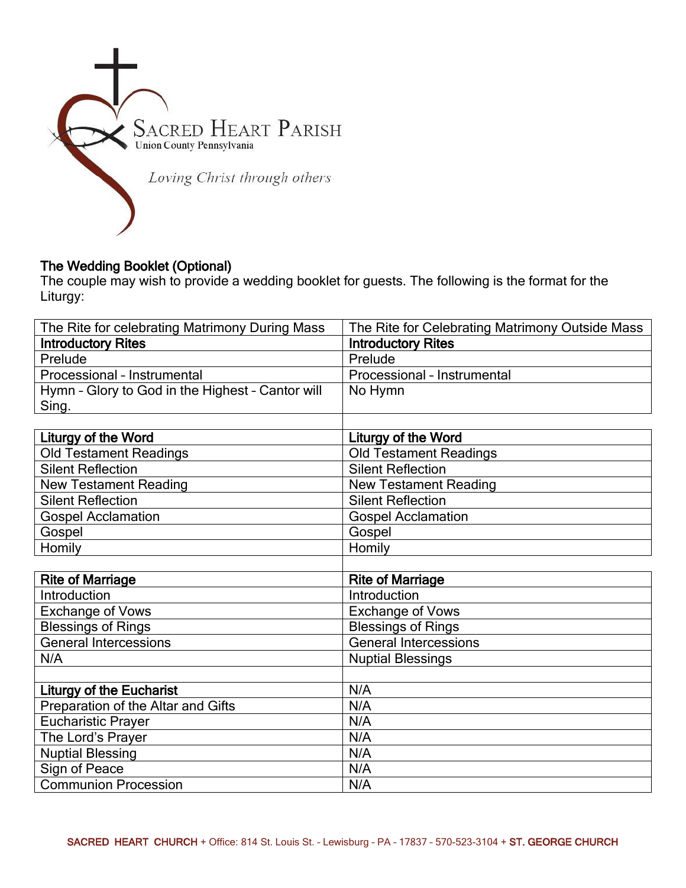SACRED HEART PARISH
Union County Pennsylvania

*Loving Christ through others*

**The Wedding Booklet (Optional)**
The couple may wish to provide a wedding booklet for guests. The following is the format for the Liturgy:

| The Rite for celebrating Matrimony During Mass | The Rite for Celebrating Matrimony Outside Mass |
|---|---|
| **Introductory Rites** | **Introductory Rites** |
| Prelude | Prelude |
| Processional – Instrumental | Processional – Instrumental |
| Hymn – Glory to God in the Highest – Cantor will Sing. | No Hymn |
| | |
| **Liturgy of the Word** | **Liturgy of the Word** |
| Old Testament Readings | Old Testament Readings |
| Silent Reflection | Silent Reflection |
| New Testament Reading | New Testament Reading |
| Silent Reflection | Silent Reflection |
| Gospel Acclamation | Gospel Acclamation |
| Gospel | Gospel |
| Homily | Homily |
| | |
| **Rite of Marriage** | **Rite of Marriage** |
| Introduction | Introduction |
| Exchange of Vows | Exchange of Vows |
| Blessings of Rings | Blessings of Rings |
| General Intercessions | General Intercessions |
| N/A | Nuptial Blessings |
| | |
| **Liturgy of the Eucharist** | N/A |
| Preparation of the Altar and Gifts | N/A |
| Eucharistic Prayer | N/A |
| The Lord's Prayer | N/A |
| Nuptial Blessing | N/A |
| Sign of Peace | N/A |
| Communion Procession | N/A |

SACRED HEART CHURCH + Office: 814 St. Louis St. – Lewisburg – PA – 17837 – 570-523-3104 + ST. GEORGE CHURCH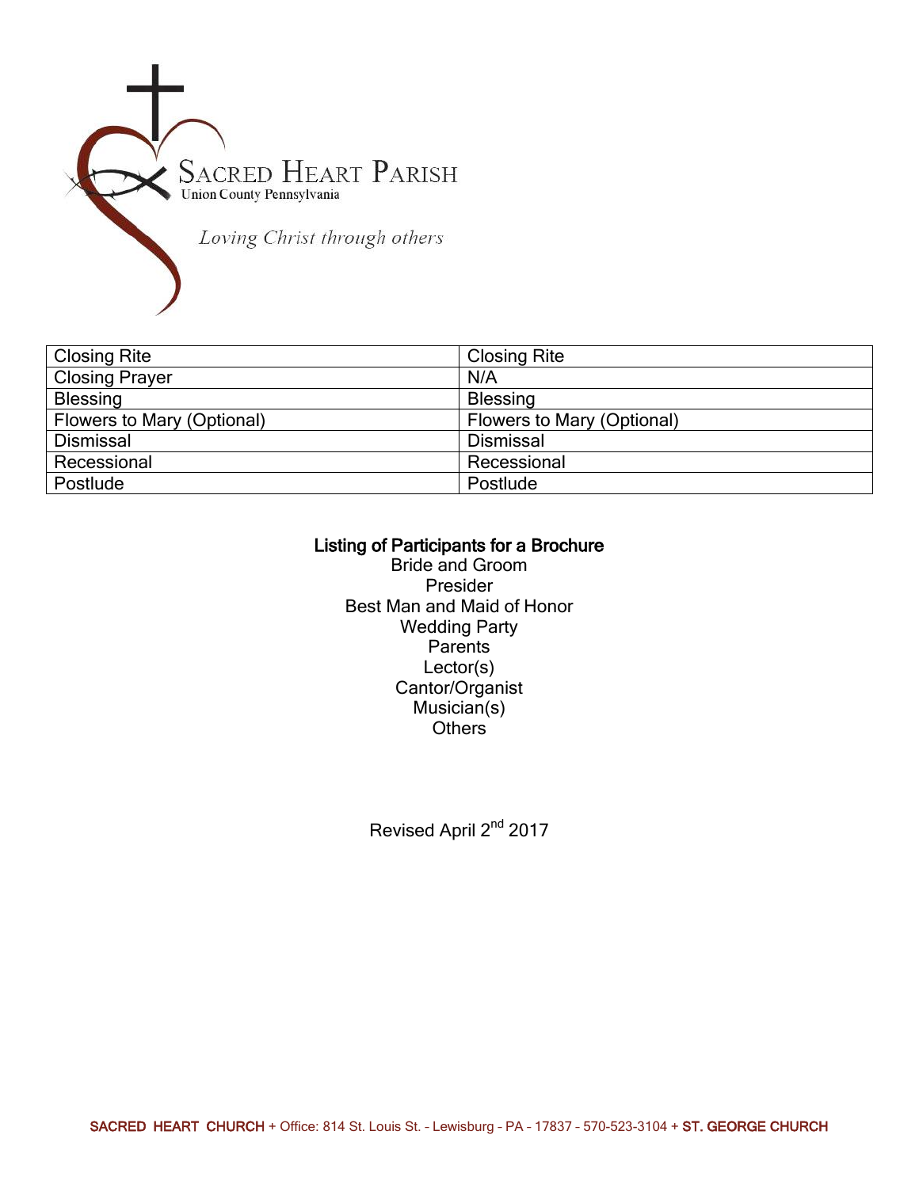Sacred Heart Parish
Union County Pennsylvania

*Loving Christ through others*

| | |
|---|---|
| Closing Rite | Closing Rite |
| Closing Prayer | N/A |
| Blessing | Blessing |
| Flowers to Mary (Optional) | Flowers to Mary (Optional) |
| Dismissal | Dismissal |
| Recessional | Recessional |
| Postlude | Postlude |

**Listing of Participants for a Brochure**

Bride and Groom
Presider
Best Man and Maid of Honor
Wedding Party
Parents
Lector(s)
Cantor/Organist
Musician(s)
Others

Revised April 2nd 2017

SACRED HEART CHURCH + Office: 814 St. Louis St. – Lewisburg – PA – 17837 – 570-523-3104 + ST. GEORGE CHURCH